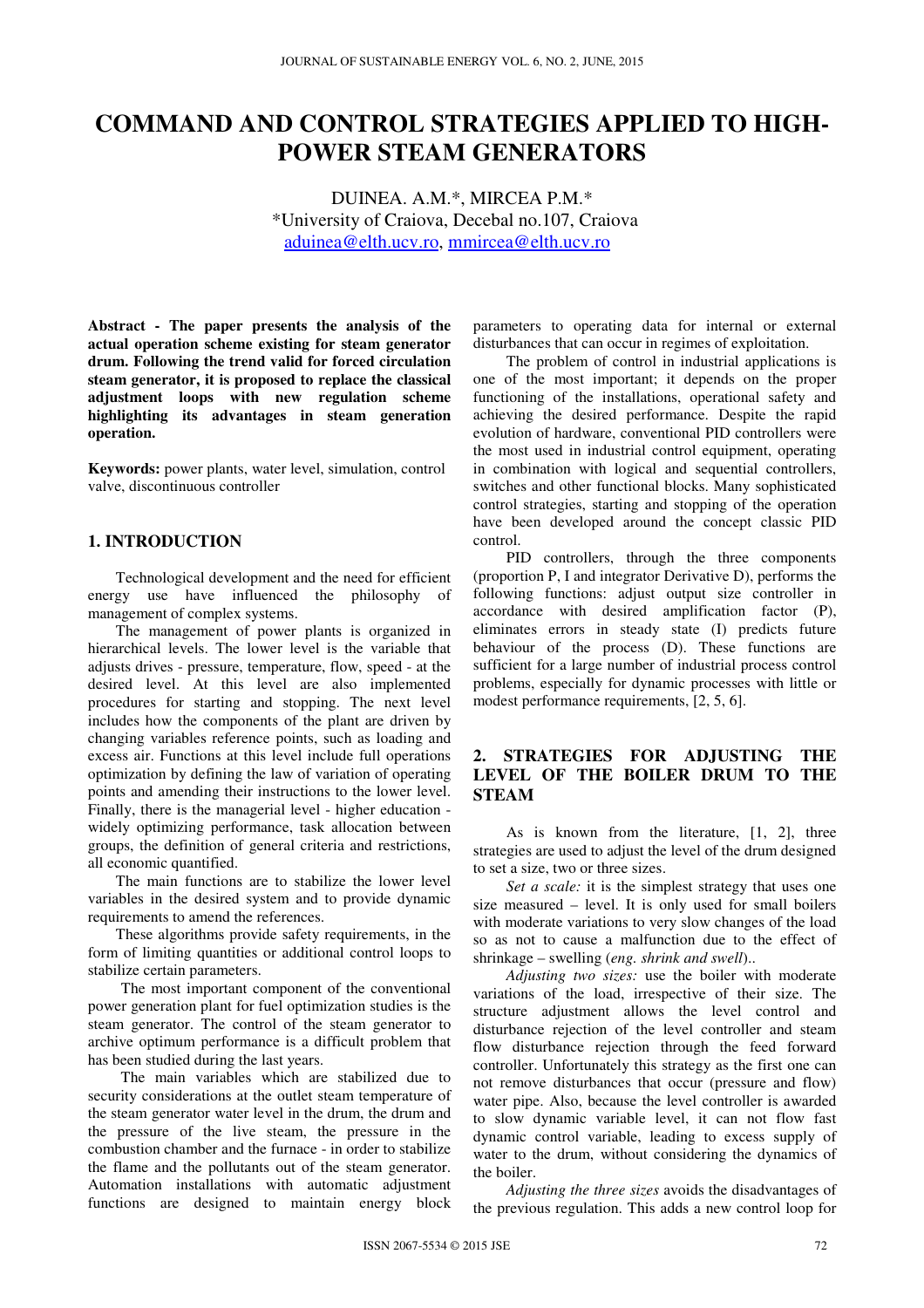# COMMAND AND CONTROL STRATEGIES APPLIED TO HIGH-POWER STEAM GENERATORS

DUINEA. A.M.*, MIRCEA P.M.*
*University of Craiova, Decebal no.107, Craiova
aduinea@elth.ucv.ro, mmircea@elth.ucv.ro

**Abstract - The paper presents the analysis of the actual operation scheme existing for steam generator drum. Following the trend valid for forced circulation steam generator, it is proposed to replace the classical adjustment loops with new regulation scheme highlighting its advantages in steam generation operation.**

**Keywords:** power plants, water level, simulation, control valve, discontinuous controller

## 1. INTRODUCTION

Technological development and the need for efficient energy use have influenced the philosophy of management of complex systems.

The management of power plants is organized in hierarchical levels. The lower level is the variable that adjusts drives - pressure, temperature, flow, speed - at the desired level. At this level are also implemented procedures for starting and stopping. The next level includes how the components of the plant are driven by changing variables reference points, such as loading and excess air. Functions at this level include full operations optimization by defining the law of variation of operating points and amending their instructions to the lower level. Finally, there is the managerial level - higher education - widely optimizing performance, task allocation between groups, the definition of general criteria and restrictions, all economic quantified.

The main functions are to stabilize the lower level variables in the desired system and to provide dynamic requirements to amend the references.

These algorithms provide safety requirements, in the form of limiting quantities or additional control loops to stabilize certain parameters.

The most important component of the conventional power generation plant for fuel optimization studies is the steam generator. The control of the steam generator to archive optimum performance is a difficult problem that has been studied during the last years.

The main variables which are stabilized due to security considerations at the outlet steam temperature of the steam generator water level in the drum, the drum and the pressure of the live steam, the pressure in the combustion chamber and the furnace - in order to stabilize the flame and the pollutants out of the steam generator. Automation installations with automatic adjustment functions are designed to maintain energy block parameters to operating data for internal or external disturbances that can occur in regimes of exploitation.

The problem of control in industrial applications is one of the most important; it depends on the proper functioning of the installations, operational safety and achieving the desired performance. Despite the rapid evolution of hardware, conventional PID controllers were the most used in industrial control equipment, operating in combination with logical and sequential controllers, switches and other functional blocks. Many sophisticated control strategies, starting and stopping of the operation have been developed around the concept classic PID control.

PID controllers, through the three components (proportion P, I and integrator Derivative D), performs the following functions: adjust output size controller in accordance with desired amplification factor (P), eliminates errors in steady state (I) predicts future behaviour of the process (D). These functions are sufficient for a large number of industrial process control problems, especially for dynamic processes with little or modest performance requirements, [2, 5, 6].

## 2. STRATEGIES FOR ADJUSTING THE LEVEL OF THE BOILER DRUM TO THE STEAM

As is known from the literature, [1, 2], three strategies are used to adjust the level of the drum designed to set a size, two or three sizes.

*Set a scale:* it is the simplest strategy that uses one size measured – level. It is only used for small boilers with moderate variations to very slow changes of the load so as not to cause a malfunction due to the effect of shrinkage – swelling (*eng. shrink and swell*)..

*Adjusting two sizes:* use the boiler with moderate variations of the load, irrespective of their size. The structure adjustment allows the level control and disturbance rejection of the level controller and steam flow disturbance rejection through the feed forward controller. Unfortunately this strategy as the first one can not remove disturbances that occur (pressure and flow) water pipe. Also, because the level controller is awarded to slow dynamic variable level, it can not flow fast dynamic control variable, leading to excess supply of water to the drum, without considering the dynamics of the boiler.

*Adjusting the three sizes* avoids the disadvantages of the previous regulation. This adds a new control loop for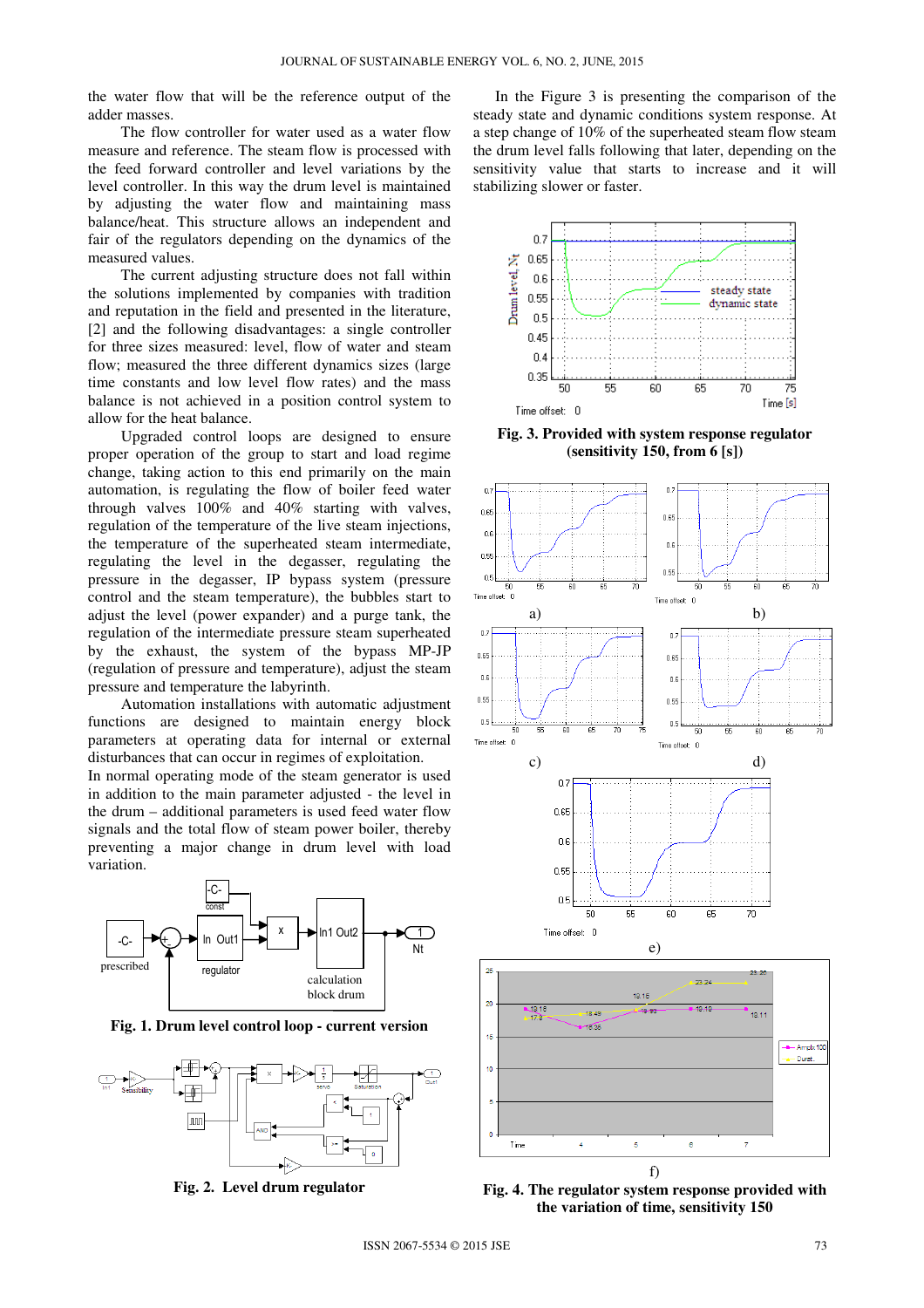the water flow that will be the reference output of the adder masses.

The flow controller for water used as a water flow measure and reference. The steam flow is processed with the feed forward controller and level variations by the level controller. In this way the drum level is maintained by adjusting the water flow and maintaining mass balance/heat. This structure allows an independent and fair of the regulators depending on the dynamics of the measured values.

The current adjusting structure does not fall within the solutions implemented by companies with tradition and reputation in the field and presented in the literature, [2] and the following disadvantages: a single controller for three sizes measured: level, flow of water and steam flow; measured the three different dynamics sizes (large time constants and low level flow rates) and the mass balance is not achieved in a position control system to allow for the heat balance.

Upgraded control loops are designed to ensure proper operation of the group to start and load regime change, taking action to this end primarily on the main automation, is regulating the flow of boiler feed water through valves 100% and 40% starting with valves, regulation of the temperature of the live steam injections, the temperature of the superheated steam intermediate, regulating the level in the degasser, regulating the pressure in the degasser, IP bypass system (pressure control and the steam temperature), the bubbles start to adjust the level (power expander) and a purge tank, the regulation of the intermediate pressure steam superheated by the exhaust, the system of the bypass MP-JP (regulation of pressure and temperature), adjust the steam pressure and temperature the labyrinth.

Automation installations with automatic adjustment functions are designed to maintain energy block parameters at operating data for internal or external disturbances that can occur in regimes of exploitation.

In normal operating mode of the steam generator is used in addition to the main parameter adjusted - the level in the drum – additional parameters is used feed water flow signals and the total flow of steam power boiler, thereby preventing a major change in drum level with load variation.

**Fig. 1. Drum level control loop - current version**

**Fig. 2. Level drum regulator**

In the Figure 3 is presenting the comparison of the steady state and dynamic conditions system response. At a step change of 10% of the superheated steam flow steam the drum level falls following that later, depending on the sensitivity value that starts to increase and it will stabilizing slower or faster.

**Fig. 3. Provided with system response regulator (sensitivity 150, from 6 [s])**

**Fig. 4. The regulator system response provided with the variation of time, sensitivity 150**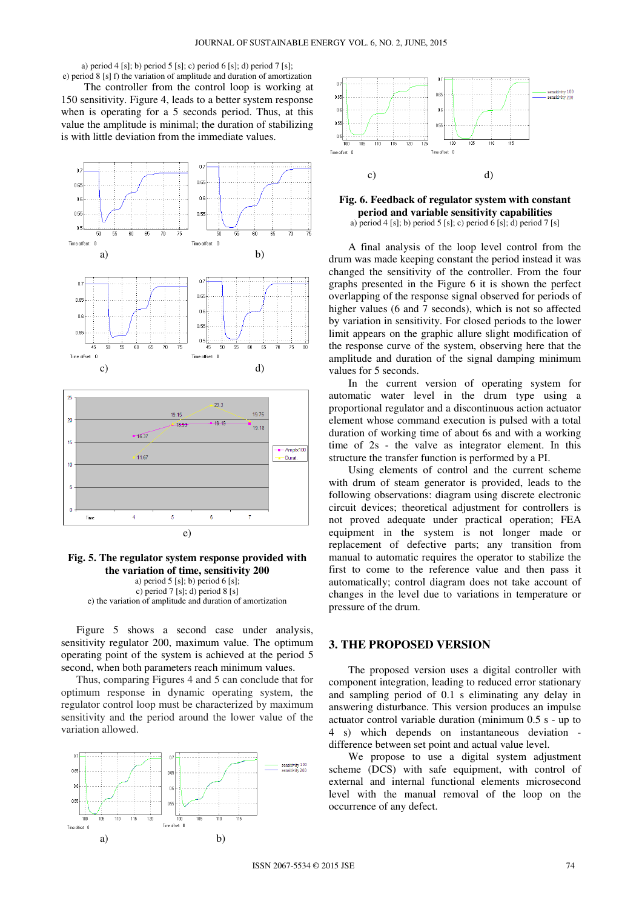a) period 4 [s]; b) period 5 [s]; c) period 6 [s]; d) period 7 [s];
e) period 8 [s] f) the variation of amplitude and duration of amortization

The controller from the control loop is working at 150 sensitivity. Figure 4, leads to a better system response when is operating for a 5 seconds period. Thus, at this value the amplitude is minimal; the duration of stabilizing is with little deviation from the immediate values.

**Fig. 5. The regulator system response provided with the variation of time, sensitivity 200**
a) period 5 [s]; b) period 6 [s];
c) period 7 [s]; d) period 8 [s]
e) the variation of amplitude and duration of amortization

Figure 5 shows a second case under analysis, sensitivity regulator 200, maximum value. The optimum operating point of the system is achieved at the period 5 second, when both parameters reach minimum values.

Thus, comparing Figures 4 and 5 can conclude that for optimum response in dynamic operating system, the regulator control loop must be characterized by maximum sensitivity and the period around the lower value of the variation allowed.

**Fig. 6. Feedback of regulator system with constant period and variable sensitivity capabilities**
a) period 4 [s]; b) period 5 [s]; c) period 6 [s]; d) period 7 [s]

A final analysis of the loop level control from the drum was made keeping constant the period instead it was changed the sensitivity of the controller. From the four graphs presented in the Figure 6 it is shown the perfect overlapping of the response signal observed for periods of higher values (6 and 7 seconds), which is not so affected by variation in sensitivity. For closed periods to the lower limit appears on the graphic allure slight modification of the response curve of the system, observing here that the amplitude and duration of the signal damping minimum values for 5 seconds.

In the current version of operating system for automatic water level in the drum type using a proportional regulator and a discontinuous action actuator element whose command execution is pulsed with a total duration of working time of about 6s and with a working time of 2s - the valve as integrator element. In this structure the transfer function is performed by a PI.

Using elements of control and the current scheme with drum of steam generator is provided, leads to the following observations: diagram using discrete electronic circuit devices; theoretical adjustment for controllers is not proved adequate under practical operation; FEA equipment in the system is not longer made or replacement of defective parts; any transition from manual to automatic requires the operator to stabilize the first to come to the reference value and then pass it automatically; control diagram does not take account of changes in the level due to variations in temperature or pressure of the drum.

## 3. THE PROPOSED VERSION

The proposed version uses a digital controller with component integration, leading to reduced error stationary and sampling period of 0.1 s eliminating any delay in answering disturbance. This version produces an impulse actuator control variable duration (minimum 0.5 s - up to 4 s) which depends on instantaneous deviation - difference between set point and actual value level.

We propose to use a digital system adjustment scheme (DCS) with safe equipment, with control of external and internal functional elements microsecond level with the manual removal of the loop on the occurrence of any defect.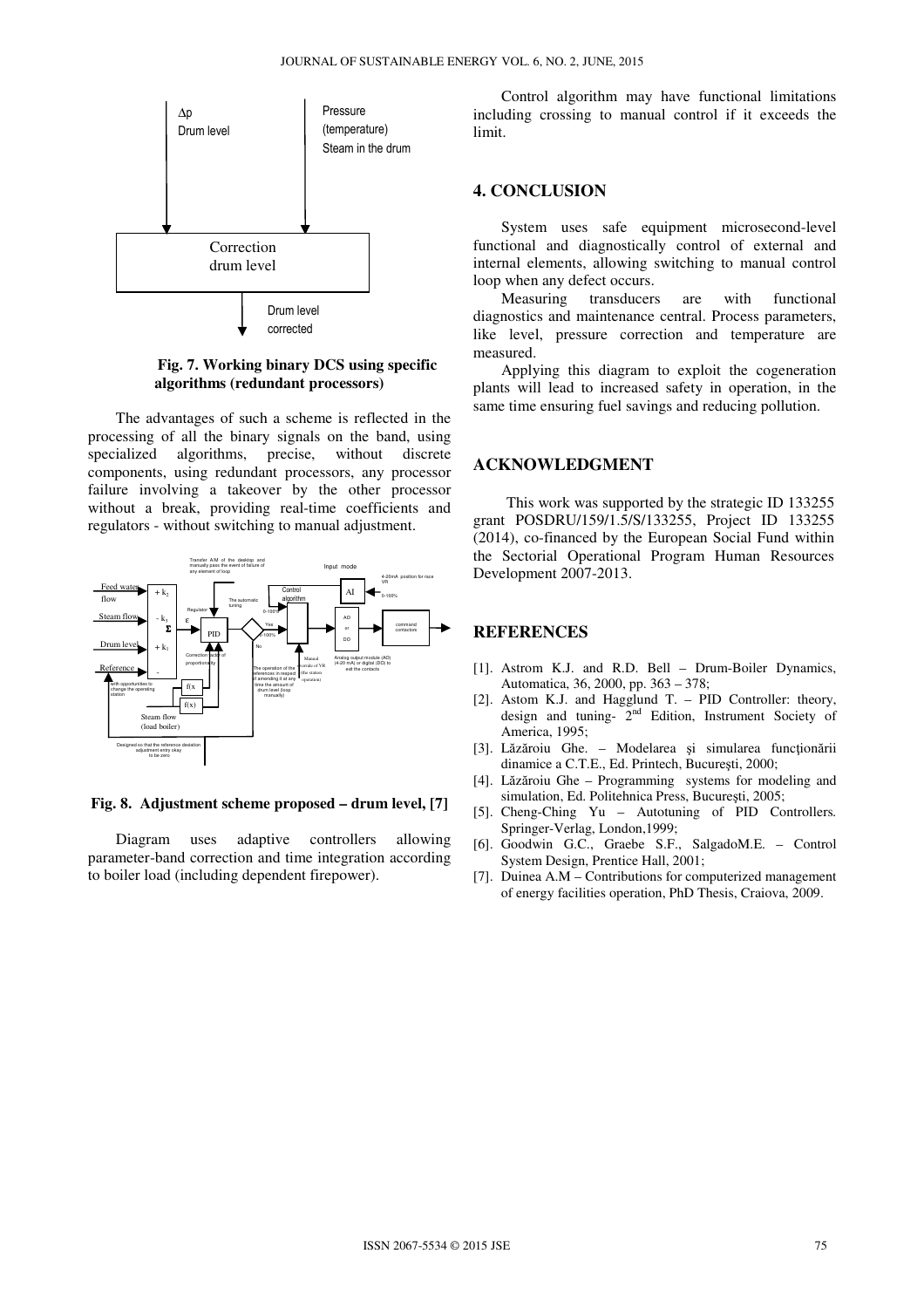Δp
Drum level

Pressure
(temperature)
Steam in the drum

Correction
drum level

Drum level
corrected

**Fig. 7. Working binary DCS using specific algorithms (redundant processors)**

The advantages of such a scheme is reflected in the processing of all the binary signals on the band, using specialized algorithms, precise, without discrete components, using redundant processors, any processor failure involving a takeover by the other processor without a break, providing real-time coefficients and regulators - without switching to manual adjustment.

Transfer A/M of the desktop and manually pass the event of failure of any element of loop

Input mode

4-20mA position for race VR

0-100%

Feed water flow

Steam flow

Drum level

Reference

$+ k_2$

$- k_1$

$\Sigma$

$+ k_1$

-

ε

Regulator

PID

The automatic tuning

Control algorithm

0-100%

Yes

0-100%

No

AI

AO
or
DO

command contactors

Correction factor of proportionality

with opportunities to change the operating station

f(x)

f(x)

Steam flow
(load boiler)

The operation of the references in respect of amending it at any time the amount of drum level (loop manually)

Manual override of VR (the station operation)

Analog output module (AO) (4-20 mA) or digital (DO) to exit the contacts

Designed so that the reference deviation adjustment entry okay to be zero

**Fig. 8. Adjustment scheme proposed – drum level, [7]**

Diagram uses adaptive controllers allowing parameter-band correction and time integration according to boiler load (including dependent firepower).

Control algorithm may have functional limitations including crossing to manual control if it exceeds the limit.

## 4. CONCLUSION

System uses safe equipment microsecond-level functional and diagnostically control of external and internal elements, allowing switching to manual control loop when any defect occurs.

Measuring transducers are with functional diagnostics and maintenance central. Process parameters, like level, pressure correction and temperature are measured.

Applying this diagram to exploit the cogeneration plants will lead to increased safety in operation, in the same time ensuring fuel savings and reducing pollution.

## ACKNOWLEDGMENT

This work was supported by the strategic ID 133255 grant POSDRU/159/1.5/S/133255, Project ID 133255 (2014), co-financed by the European Social Fund within the Sectorial Operational Program Human Resources Development 2007-2013.

## REFERENCES

[1]. Astrom K.J. and R.D. Bell – Drum-Boiler Dynamics, Automatica, 36, 2000, pp. 363 – 378;

[2]. Astom K.J. and Hagglund T. – PID Controller: theory, design and tuning- 2nd Edition, Instrument Society of America, 1995;

[3]. Lăzăroiu Ghe. – Modelarea şi simularea funcţionării dinamice a C.T.E., Ed. Printech, Bucureşti, 2000;

[4]. Lăzăroiu Ghe – Programming systems for modeling and simulation, Ed. Politehnica Press, Bucureşti, 2005;

[5]. Cheng-Ching Yu – Autotuning of PID Controllers. Springer-Verlag, London,1999;

[6]. Goodwin G.C., Graebe S.F., SalgadoM.E. – Control System Design, Prentice Hall, 2001;

[7]. Duinea A.M – Contributions for computerized management of energy facilities operation, PhD Thesis, Craiova, 2009.